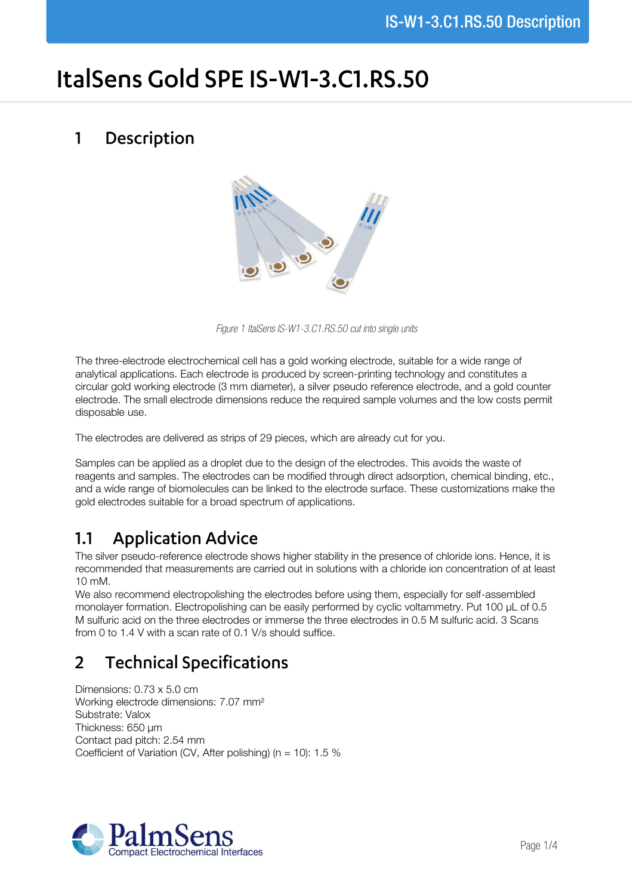# ItalSens Gold SPE IS-W1-3.C1.RS.50

## 1 Description

*Figure 1 ItalSens IS-W1-3.C1.RS.50 cut into single units*

The three-electrode electrochemical cell has a gold working electrode, suitable for a wide range of analytical applications. Each electrode is produced by screen-printing technology and constitutes a circular gold working electrode (3 mm diameter), a silver pseudo reference electrode, and a gold counter electrode. The small electrode dimensions reduce the required sample volumes and the low costs permit disposable use.

The electrodes are delivered as strips of 29 pieces, which are already cut for you.

Samples can be applied as a droplet due to the design of the electrodes. This avoids the waste of reagents and samples. The electrodes can be modified through direct adsorption, chemical binding, etc., and a wide range of biomolecules can be linked to the electrode surface. These customizations make the gold electrodes suitable for a broad spectrum of applications.

### 1.1 Application Advice

The silver pseudo-reference electrode shows higher stability in the presence of chloride ions. Hence, it is recommended that measurements are carried out in solutions with a chloride ion concentration of at least 10 mM.
We also recommend electropolishing the electrodes before using them, especially for self-assembled monolayer formation. Electropolishing can be easily performed by cyclic voltammetry. Put 100 µL of 0.5 M sulfuric acid on the three electrodes or immerse the three electrodes in 0.5 M sulfuric acid. 3 Scans from 0 to 1.4 V with a scan rate of 0.1 V/s should suffice.

## 2 Technical Specifications

Dimensions: 0.73 x 5.0 cm
Working electrode dimensions: 7.07 mm²
Substrate: Valox
Thickness: 650 µm
Contact pad pitch: 2.54 mm
Coefficient of Variation (CV, After polishing) (n = 10): 1.5 %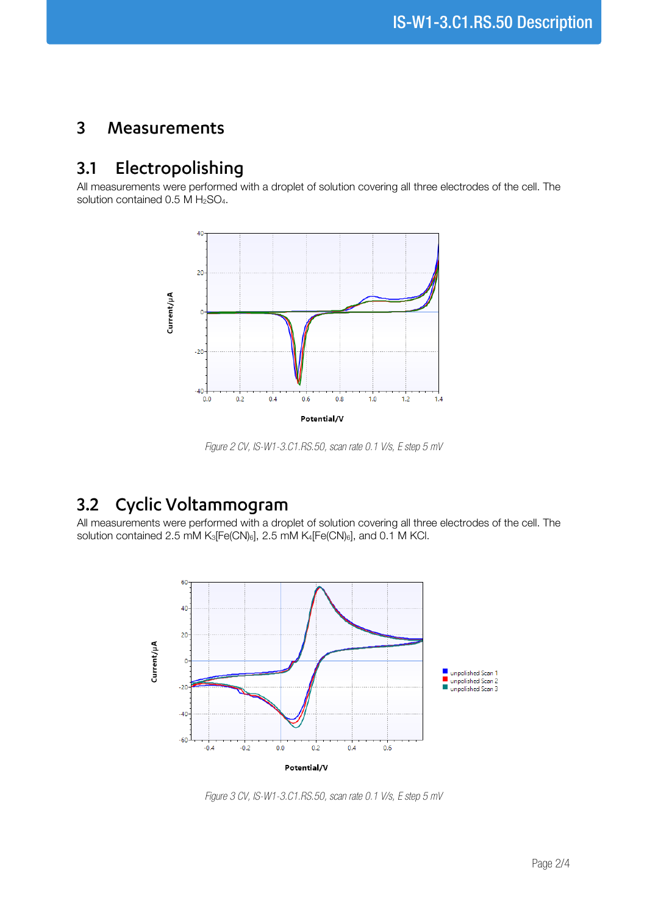# 3 Measurements

## 3.1 Electropolishing

All measurements were performed with a droplet of solution covering all three electrodes of the cell. The solution contained 0.5 M $H_2SO_4$.

*Figure 2 CV, IS-W1-3.C1.RS.50, scan rate 0.1 V/s, E step 5 mV*

## 3.2 Cyclic Voltammogram

All measurements were performed with a droplet of solution covering all three electrodes of the cell. The solution contained 2.5 mM $K_3[Fe(CN)_6]$, 2.5 mM $K_4[Fe(CN)_6]$, and 0.1 M KCl.

*Figure 3 CV, IS-W1-3.C1.RS.50, scan rate 0.1 V/s, E step 5 mV*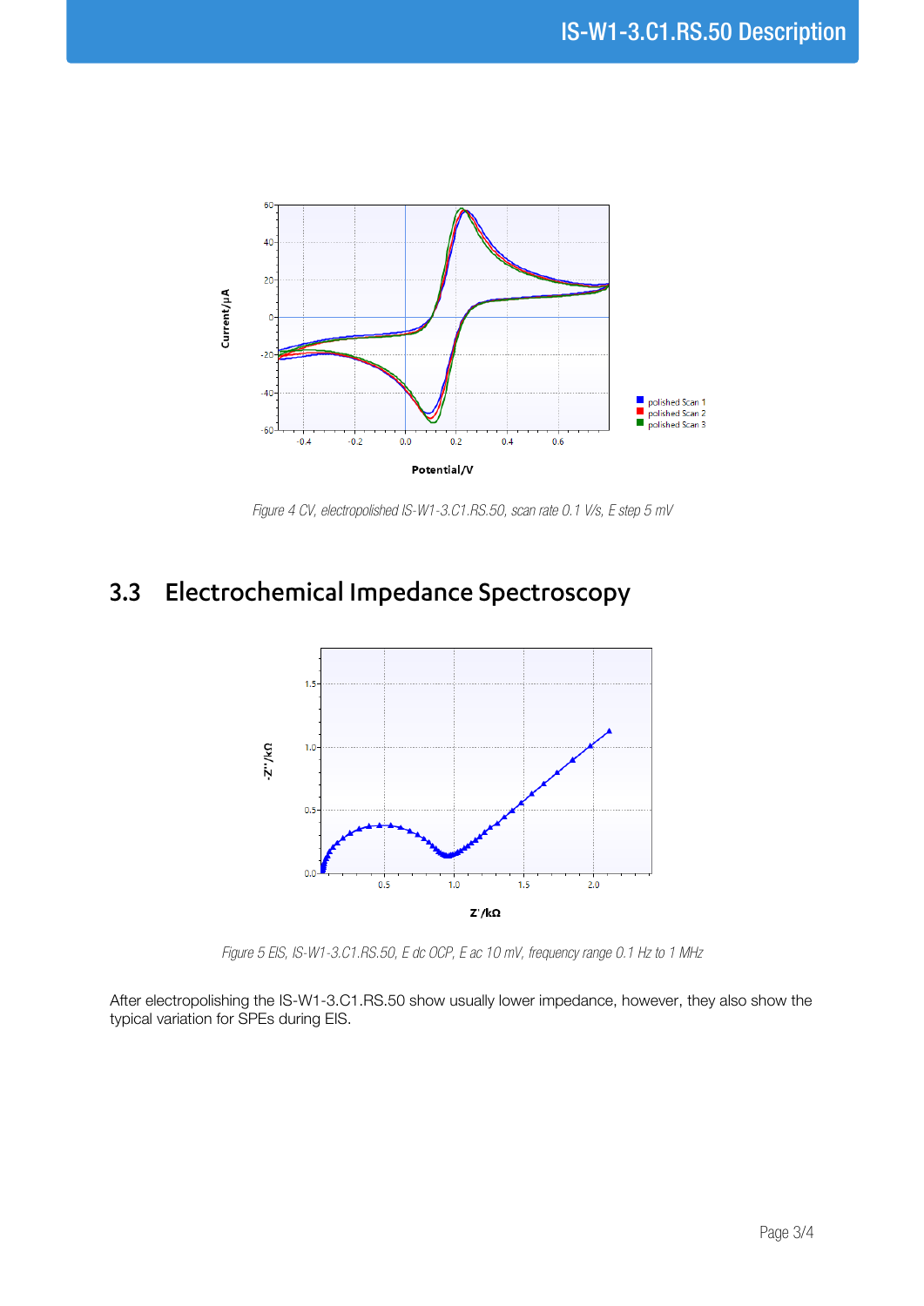*Figure 4 CV, electropolished IS-W1-3.C1.RS.50, scan rate 0.1 V/s, E step 5 mV*

## 3.3 Electrochemical Impedance Spectroscopy

*Figure 5 EIS, IS-W1-3.C1.RS.50, E dc OCP, E ac 10 mV, frequency range 0.1 Hz to 1 MHz*

After electropolishing the IS-W1-3.C1.RS.50 show usually lower impedance, however, they also show the typical variation for SPEs during EIS.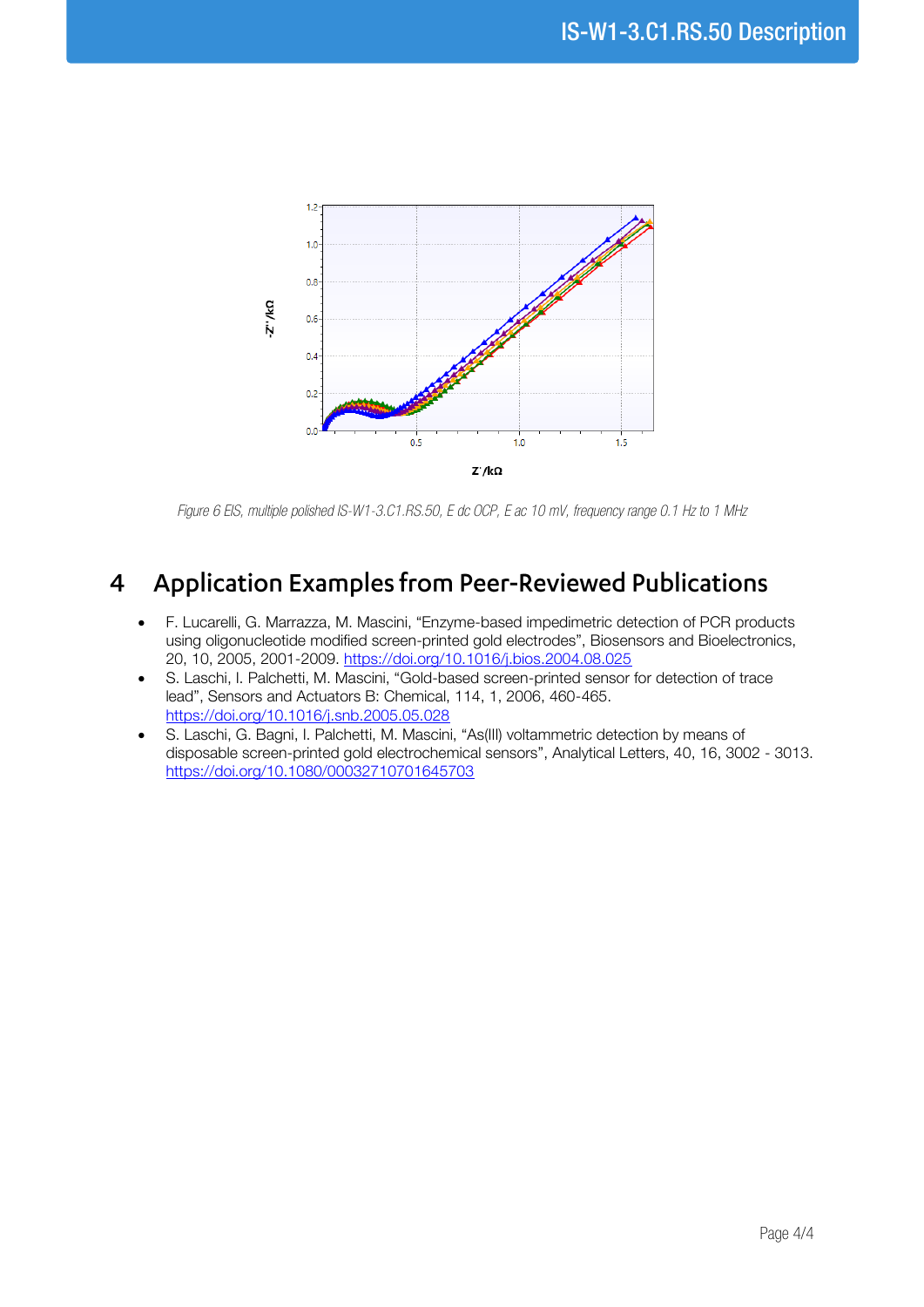-Z'' /kΩ

1.2
1.0
0.8
0.6
0.4
0.2
0.0

0.5
1.0
1.5

Z' /kΩ

*Figure 6 EIS, multiple polished IS-W1-3.C1.RS.50, E dc OCP, E ac 10 mV, frequency range 0.1 Hz to 1 MHz*

# 4 Application Examples from Peer-Reviewed Publications

- F. Lucarelli, G. Marrazza, M. Mascini, "Enzyme-based impedimetric detection of PCR products using oligonucleotide modified screen-printed gold electrodes", Biosensors and Bioelectronics, 20, 10, 2005, 2001-2009. https://doi.org/10.1016/j.bios.2004.08.025
- S. Laschi, I. Palchetti, M. Mascini, "Gold-based screen-printed sensor for detection of trace lead", Sensors and Actuators B: Chemical, 114, 1, 2006, 460-465. https://doi.org/10.1016/j.snb.2005.05.028
- S. Laschi, G. Bagni, I. Palchetti, M. Mascini, "As(III) voltammetric detection by means of disposable screen-printed gold electrochemical sensors", Analytical Letters, 40, 16, 3002 - 3013. https://doi.org/10.1080/00032710701645703